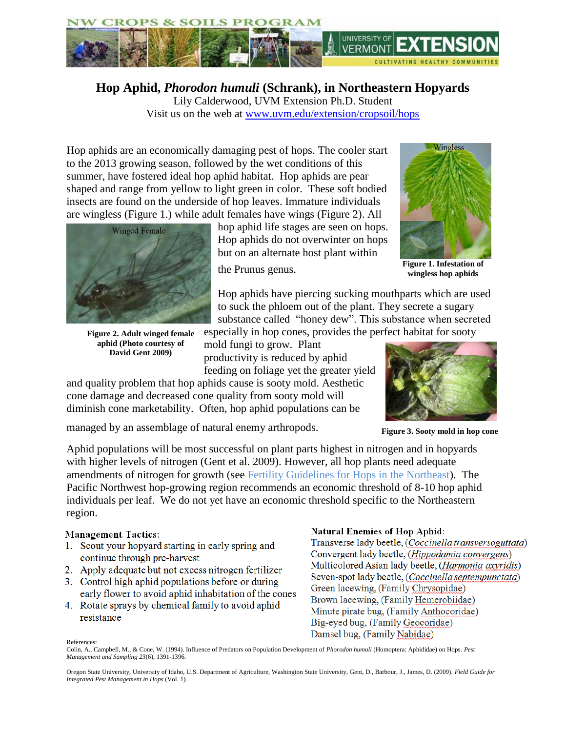# Hop Aphid, *Phorodon humuli* (Schrank), in Northeastern Hopyards

Lily Calderwood, UVM Extension Ph.D. Student

Visit us on the web at [www.uvm.edu/extension/cropsoil/hops](www.uvm.edu/extension/cropsoil/hops)

Hop aphids are an economically damaging pest of hops. The cooler start to the 2013 growing season, followed by the wet conditions of this summer, have fostered ideal hop aphid habitat. Hop aphids are pear shaped and range from yellow to light green in color. These soft bodied insects are found on the underside of hop leaves. Immature individuals are wingless (Figure 1.) while adult females have wings (Figure 2). All hop aphid life stages are seen on hops. Hop aphids do not overwinter on hops but on an alternate host plant within the Prunus genus.

**Figure 1. Infestation of wingless hop aphids**

**Figure 2. Adult winged female aphid (Photo courtesy of David Gent 2009)**

Hop aphids have piercing sucking mouthparts which are used to suck the phloem out of the plant. They secrete a sugary substance called "honey dew". This substance when secreted especially in hop cones, provides the perfect habitat for sooty mold fungi to grow. Plant productivity is reduced by aphid feeding on foliage yet the greater yield and quality problem that hop aphids cause is sooty mold. Aesthetic cone damage and decreased cone quality from sooty mold will diminish cone marketability. Often, hop aphid populations can be managed by an assemblage of natural enemy arthropods.

**Figure 3. Sooty mold in hop cone**

Aphid populations will be most successful on plant parts highest in nitrogen and in hopyards with higher levels of nitrogen (Gent et al. 2009). However, all hop plants need adequate amendments of nitrogen for growth (see Fertility Guidelines for Hops in the Northeast). The Pacific Northwest hop-growing region recommends an economic threshold of 8-10 hop aphid individuals per leaf. We do not yet have an economic threshold specific to the Northeastern region.

**Management Tactics:**

1. Scout your hopyard starting in early spring and continue through pre-harvest
2. Apply adequate but not excess nitrogen fertilizer
3. Control high aphid populations before or during early flower to avoid aphid inhabitation of the cones
4. Rotate sprays by chemical family to avoid aphid resistance

**Natural Enemies of Hop Aphid:**

Transverse lady beetle, (*Coccinella transversoguttata*)
Convergent lady beetle, (*Hippodamia convergens*)
Multicolored Asian lady beetle, (*Harmonia axyridis*)
Seven-spot lady beetle, (*Coccinella septempunctata*)
Green lacewing, (Family Chrysopidae)
Brown lacewing, (Family Hemerobiidae)
Minute pirate bug, (Family Anthocoridae)
Big-eyed bug, (Family Geocoridae)
Damsel bug, (Family Nabidae)

References:

Colin, A., Campbell, M., & Cone, W. (1994). Influence of Predators on Population Development of *Phorodon humuli* (Homoptera: Aphididae) on Hops. *Pest Management and Sampling 23*(6), 1391-1396.

Oregon State University, University of Idaho, U.S. Department of Agriculture, Washington State University, Gent, D., Barbour, J., James, D. (2009). *Field Guide for Integrated Pest Management in Hops* (Vol. 1).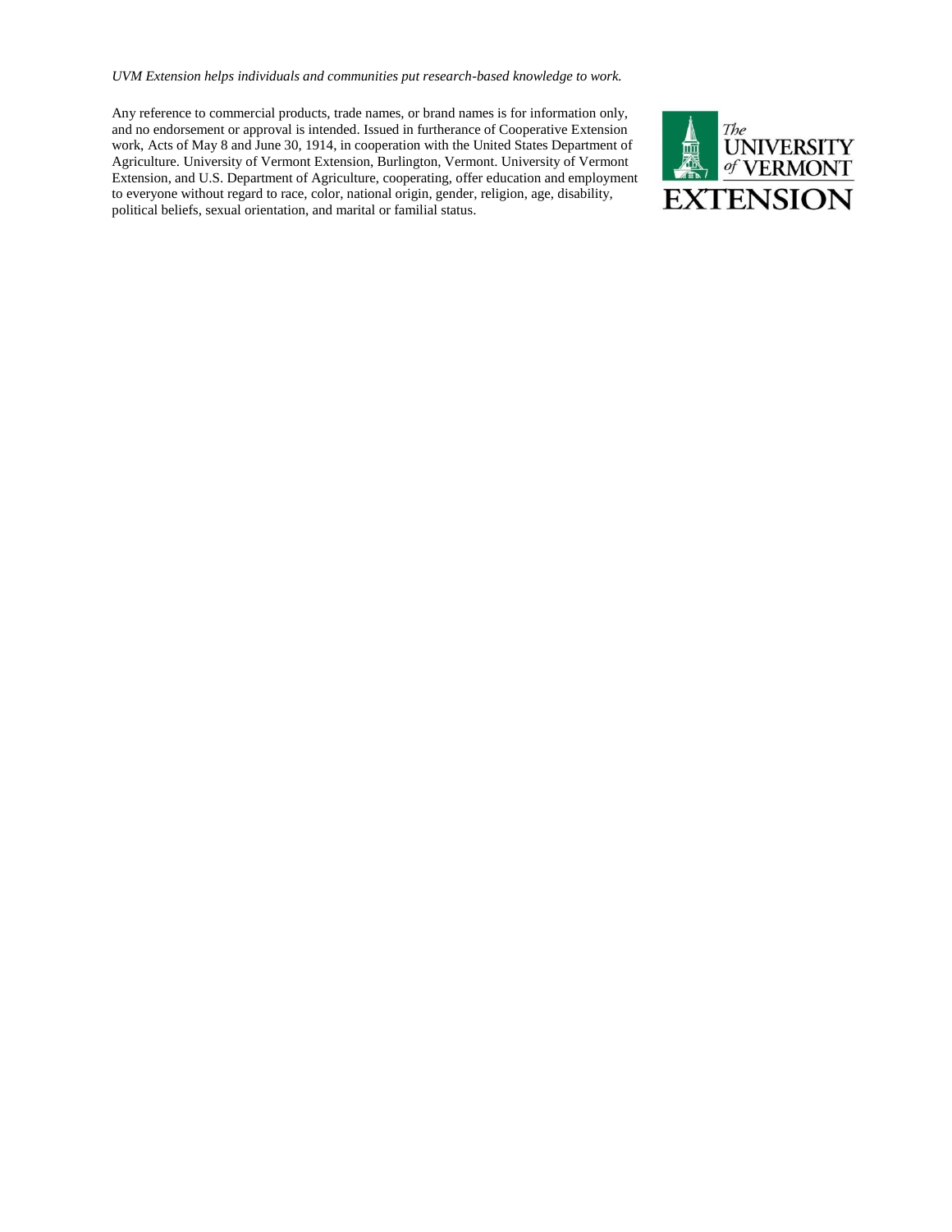*UVM Extension helps individuals and communities put research-based knowledge to work.*

Any reference to commercial products, trade names, or brand names is for information only, and no endorsement or approval is intended. Issued in furtherance of Cooperative Extension work, Acts of May 8 and June 30, 1914, in cooperation with the United States Department of Agriculture. University of Vermont Extension, Burlington, Vermont. University of Vermont Extension, and U.S. Department of Agriculture, cooperating, offer education and employment to everyone without regard to race, color, national origin, gender, religion, age, disability, political beliefs, sexual orientation, and marital or familial status.

The UNIVERSITY of VERMONT EXTENSION